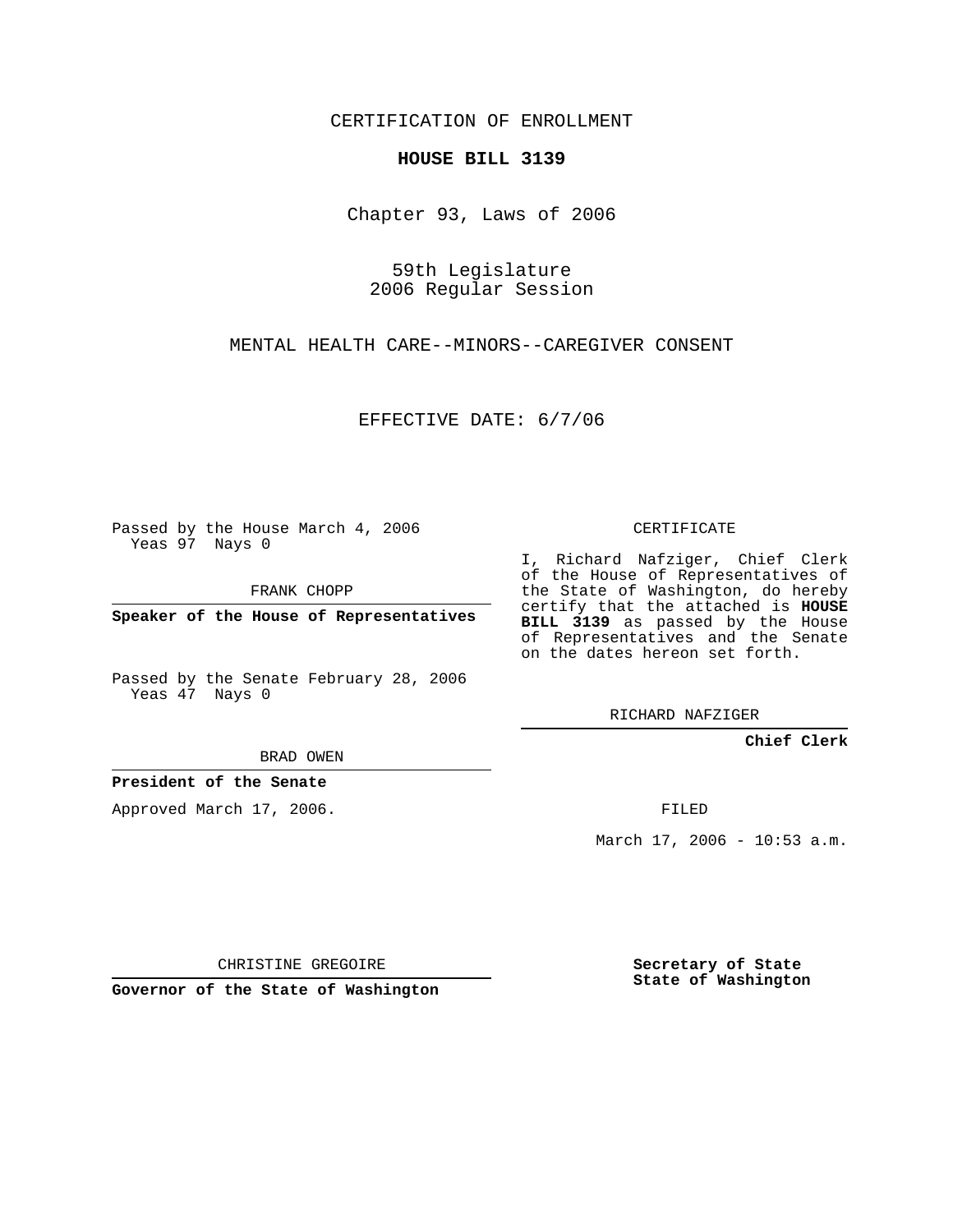CERTIFICATION OF ENROLLMENT

**HOUSE BILL 3139**

Chapter 93, Laws of 2006

59th Legislature
2006 Regular Session

MENTAL HEALTH CARE--MINORS--CAREGIVER CONSENT

EFFECTIVE DATE: 6/7/06

Passed by the House March 4, 2006
Yeas 97 Nays 0

FRANK CHOPP

**Speaker of the House of Representatives**

Passed by the Senate February 28, 2006
Yeas 47 Nays 0

BRAD OWEN

**President of the Senate**

Approved March 17, 2006.

CHRISTINE GREGOIRE

**Governor of the State of Washington**

CERTIFICATE

I, Richard Nafziger, Chief Clerk of the House of Representatives of the State of Washington, do hereby certify that the attached is **HOUSE BILL 3139** as passed by the House of Representatives and the Senate on the dates hereon set forth.

RICHARD NAFZIGER

**Chief Clerk**

FILED

March 17, 2006 - 10:53 a.m.

**Secretary of State**
**State of Washington**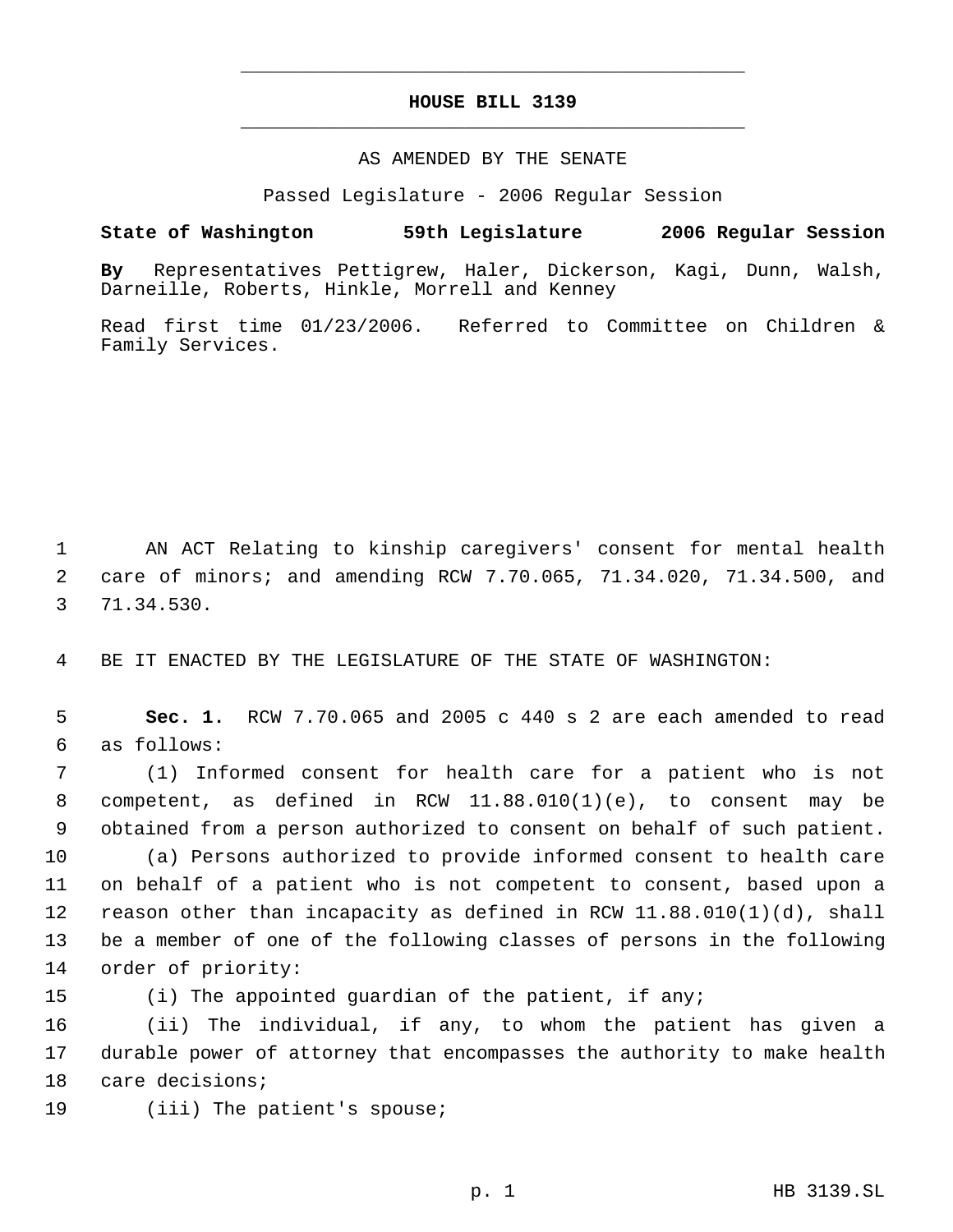# HOUSE BILL 3139

AS AMENDED BY THE SENATE

Passed Legislature - 2006 Regular Session

**State of Washington 59th Legislature 2006 Regular Session**

**By** Representatives Pettigrew, Haler, Dickerson, Kagi, Dunn, Walsh, Darneille, Roberts, Hinkle, Morrell and Kenney

Read first time 01/23/2006. Referred to Committee on Children & Family Services.

AN ACT Relating to kinship caregivers' consent for mental health care of minors; and amending RCW 7.70.065, 71.34.020, 71.34.500, and 71.34.530.

BE IT ENACTED BY THE LEGISLATURE OF THE STATE OF WASHINGTON:

**Sec. 1.** RCW 7.70.065 and 2005 c 440 s 2 are each amended to read as follows:

(1) Informed consent for health care for a patient who is not competent, as defined in RCW 11.88.010(1)(e), to consent may be obtained from a person authorized to consent on behalf of such patient.

(a) Persons authorized to provide informed consent to health care on behalf of a patient who is not competent to consent, based upon a reason other than incapacity as defined in RCW 11.88.010(1)(d), shall be a member of one of the following classes of persons in the following order of priority:

(i) The appointed guardian of the patient, if any;

(ii) The individual, if any, to whom the patient has given a durable power of attorney that encompasses the authority to make health care decisions;

(iii) The patient's spouse;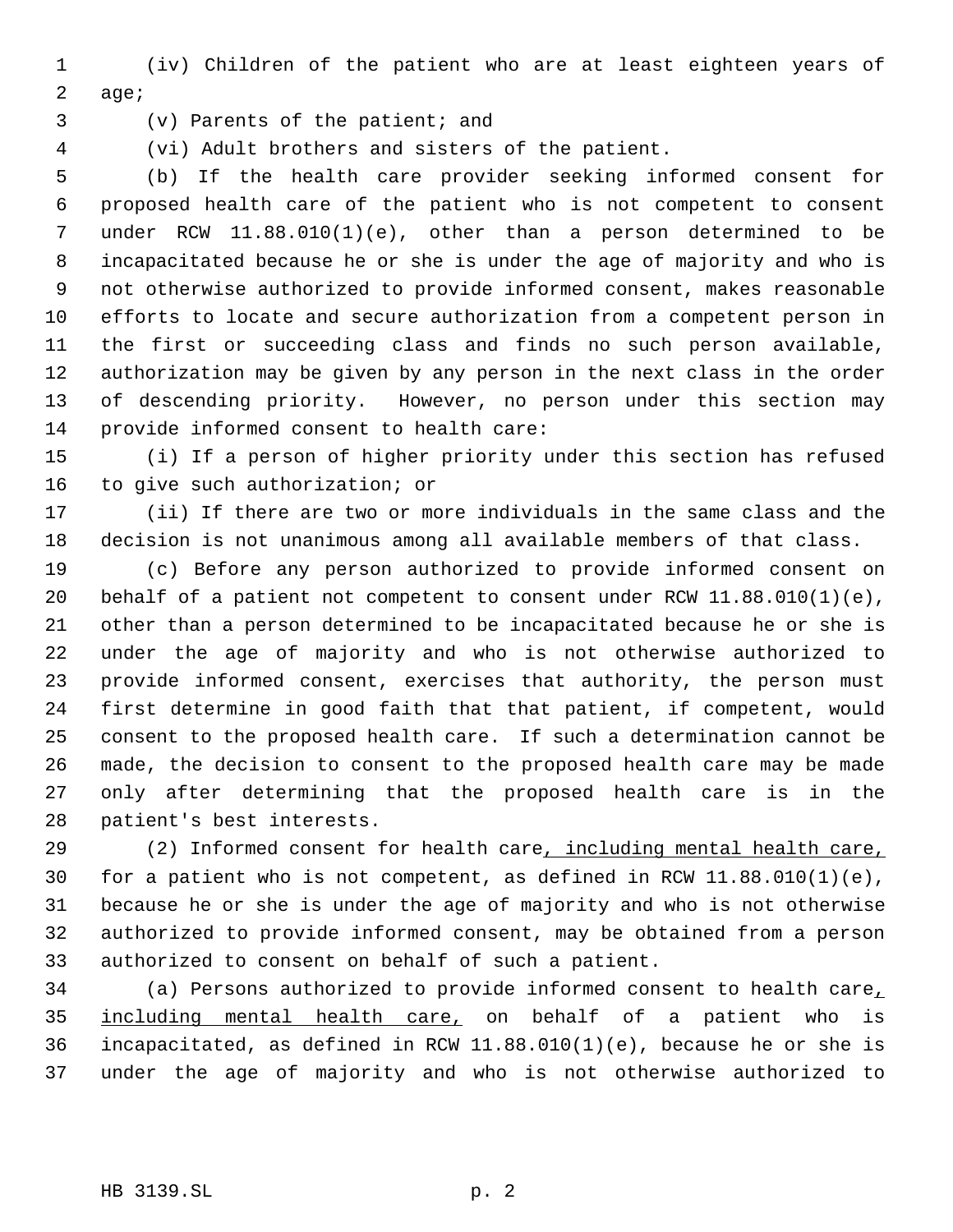(iv) Children of the patient who are at least eighteen years of age;

(v) Parents of the patient; and

(vi) Adult brothers and sisters of the patient.

(b) If the health care provider seeking informed consent for proposed health care of the patient who is not competent to consent under RCW 11.88.010(1)(e), other than a person determined to be incapacitated because he or she is under the age of majority and who is not otherwise authorized to provide informed consent, makes reasonable efforts to locate and secure authorization from a competent person in the first or succeeding class and finds no such person available, authorization may be given by any person in the next class in the order of descending priority. However, no person under this section may provide informed consent to health care:

(i) If a person of higher priority under this section has refused to give such authorization; or

(ii) If there are two or more individuals in the same class and the decision is not unanimous among all available members of that class.

(c) Before any person authorized to provide informed consent on behalf of a patient not competent to consent under RCW 11.88.010(1)(e), other than a person determined to be incapacitated because he or she is under the age of majority and who is not otherwise authorized to provide informed consent, exercises that authority, the person must first determine in good faith that that patient, if competent, would consent to the proposed health care. If such a determination cannot be made, the decision to consent to the proposed health care may be made only after determining that the proposed health care is in the patient's best interests.

(2) Informed consent for health care, including mental health care, for a patient who is not competent, as defined in RCW 11.88.010(1)(e), because he or she is under the age of majority and who is not otherwise authorized to provide informed consent, may be obtained from a person authorized to consent on behalf of such a patient.

(a) Persons authorized to provide informed consent to health care, including mental health care, on behalf of a patient who is incapacitated, as defined in RCW 11.88.010(1)(e), because he or she is under the age of majority and who is not otherwise authorized to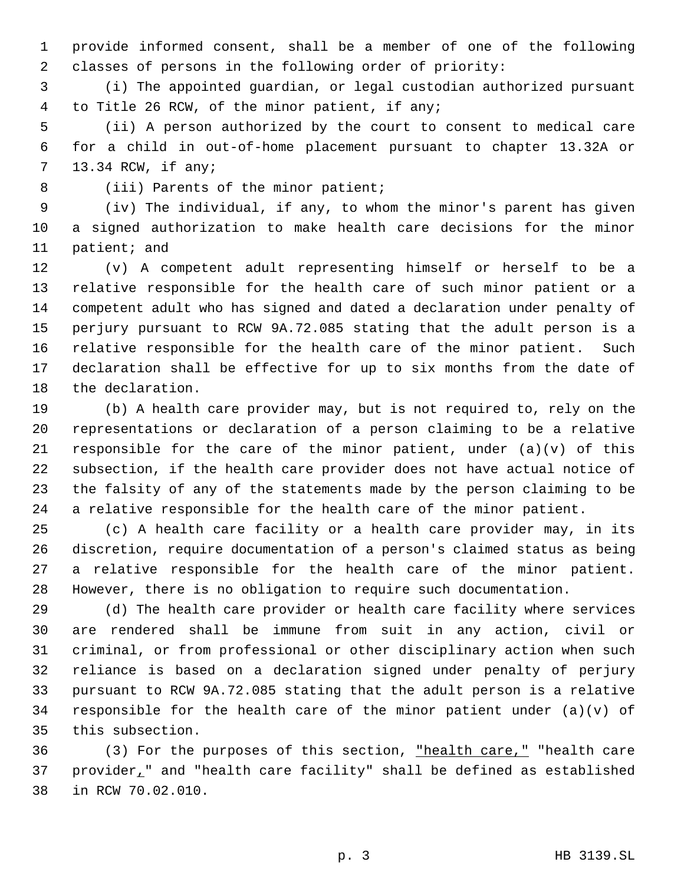provide informed consent, shall be a member of one of the following classes of persons in the following order of priority:

(i) The appointed guardian, or legal custodian authorized pursuant to Title 26 RCW, of the minor patient, if any;

(ii) A person authorized by the court to consent to medical care for a child in out-of-home placement pursuant to chapter 13.32A or 13.34 RCW, if any;

(iii) Parents of the minor patient;

(iv) The individual, if any, to whom the minor's parent has given a signed authorization to make health care decisions for the minor patient; and

(v) A competent adult representing himself or herself to be a relative responsible for the health care of such minor patient or a competent adult who has signed and dated a declaration under penalty of perjury pursuant to RCW 9A.72.085 stating that the adult person is a relative responsible for the health care of the minor patient. Such declaration shall be effective for up to six months from the date of the declaration.

(b) A health care provider may, but is not required to, rely on the representations or declaration of a person claiming to be a relative responsible for the care of the minor patient, under (a)(v) of this subsection, if the health care provider does not have actual notice of the falsity of any of the statements made by the person claiming to be a relative responsible for the health care of the minor patient.

(c) A health care facility or a health care provider may, in its discretion, require documentation of a person's claimed status as being a relative responsible for the health care of the minor patient. However, there is no obligation to require such documentation.

(d) The health care provider or health care facility where services are rendered shall be immune from suit in any action, civil or criminal, or from professional or other disciplinary action when such reliance is based on a declaration signed under penalty of perjury pursuant to RCW 9A.72.085 stating that the adult person is a relative responsible for the health care of the minor patient under (a)(v) of this subsection.

(3) For the purposes of this section, "health care," "health care provider," and "health care facility" shall be defined as established in RCW 70.02.010.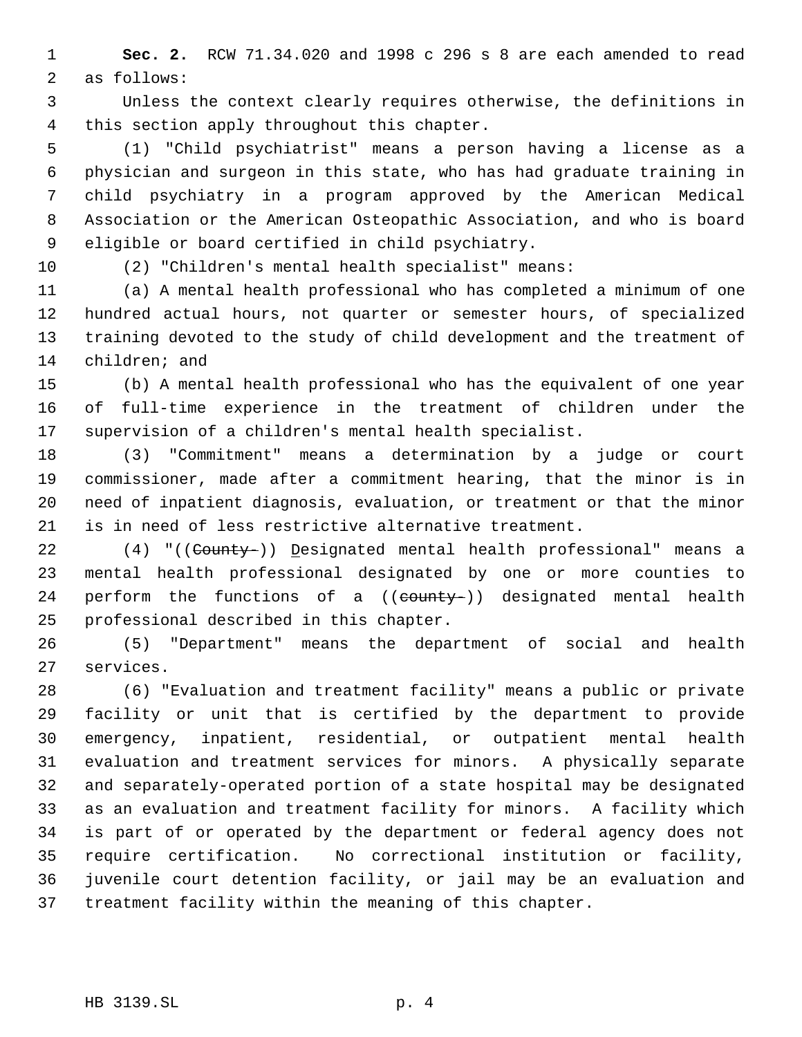**Sec. 2.** RCW 71.34.020 and 1998 c 296 s 8 are each amended to read as follows:

Unless the context clearly requires otherwise, the definitions in this section apply throughout this chapter.

(1) "Child psychiatrist" means a person having a license as a physician and surgeon in this state, who has had graduate training in child psychiatry in a program approved by the American Medical Association or the American Osteopathic Association, and who is board eligible or board certified in child psychiatry.

(2) "Children's mental health specialist" means:

(a) A mental health professional who has completed a minimum of one hundred actual hours, not quarter or semester hours, of specialized training devoted to the study of child development and the treatment of children; and

(b) A mental health professional who has the equivalent of one year of full-time experience in the treatment of children under the supervision of a children's mental health specialist.

(3) "Commitment" means a determination by a judge or court commissioner, made after a commitment hearing, that the minor is in need of inpatient diagnosis, evaluation, or treatment or that the minor is in need of less restrictive alternative treatment.

(4) "((~~County~~)) <u>D</u>esignated mental health professional" means a mental health professional designated by one or more counties to perform the functions of a ((~~county~~)) designated mental health professional described in this chapter.

(5) "Department" means the department of social and health services.

(6) "Evaluation and treatment facility" means a public or private facility or unit that is certified by the department to provide emergency, inpatient, residential, or outpatient mental health evaluation and treatment services for minors. A physically separate and separately-operated portion of a state hospital may be designated as an evaluation and treatment facility for minors. A facility which is part of or operated by the department or federal agency does not require certification. No correctional institution or facility, juvenile court detention facility, or jail may be an evaluation and treatment facility within the meaning of this chapter.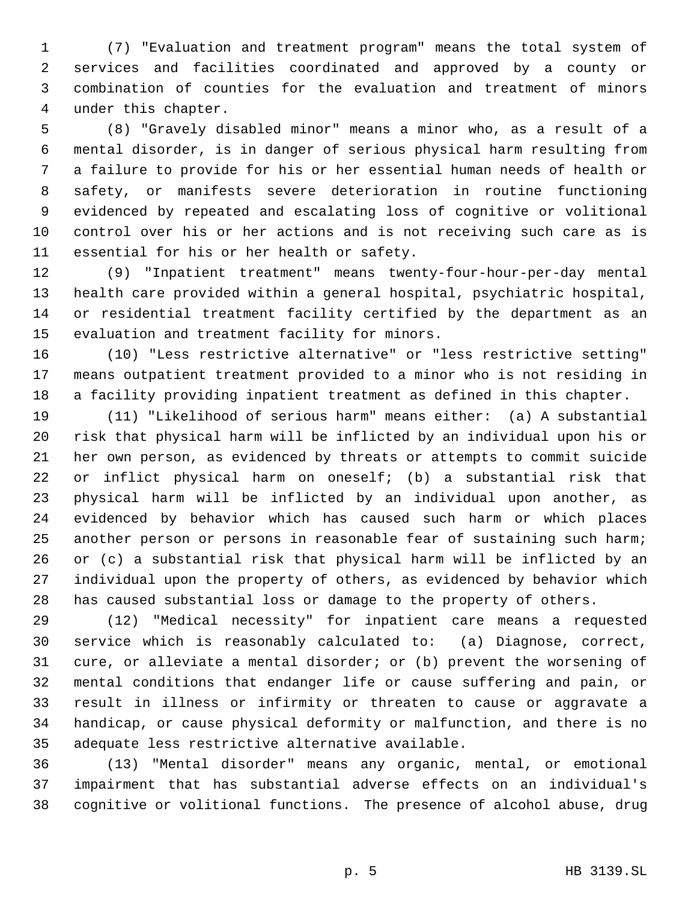(7) "Evaluation and treatment program" means the total system of services and facilities coordinated and approved by a county or combination of counties for the evaluation and treatment of minors under this chapter.

(8) "Gravely disabled minor" means a minor who, as a result of a mental disorder, is in danger of serious physical harm resulting from a failure to provide for his or her essential human needs of health or safety, or manifests severe deterioration in routine functioning evidenced by repeated and escalating loss of cognitive or volitional control over his or her actions and is not receiving such care as is essential for his or her health or safety.

(9) "Inpatient treatment" means twenty-four-hour-per-day mental health care provided within a general hospital, psychiatric hospital, or residential treatment facility certified by the department as an evaluation and treatment facility for minors.

(10) "Less restrictive alternative" or "less restrictive setting" means outpatient treatment provided to a minor who is not residing in a facility providing inpatient treatment as defined in this chapter.

(11) "Likelihood of serious harm" means either: (a) A substantial risk that physical harm will be inflicted by an individual upon his or her own person, as evidenced by threats or attempts to commit suicide or inflict physical harm on oneself; (b) a substantial risk that physical harm will be inflicted by an individual upon another, as evidenced by behavior which has caused such harm or which places another person or persons in reasonable fear of sustaining such harm; or (c) a substantial risk that physical harm will be inflicted by an individual upon the property of others, as evidenced by behavior which has caused substantial loss or damage to the property of others.

(12) "Medical necessity" for inpatient care means a requested service which is reasonably calculated to: (a) Diagnose, correct, cure, or alleviate a mental disorder; or (b) prevent the worsening of mental conditions that endanger life or cause suffering and pain, or result in illness or infirmity or threaten to cause or aggravate a handicap, or cause physical deformity or malfunction, and there is no adequate less restrictive alternative available.

(13) "Mental disorder" means any organic, mental, or emotional impairment that has substantial adverse effects on an individual's cognitive or volitional functions. The presence of alcohol abuse, drug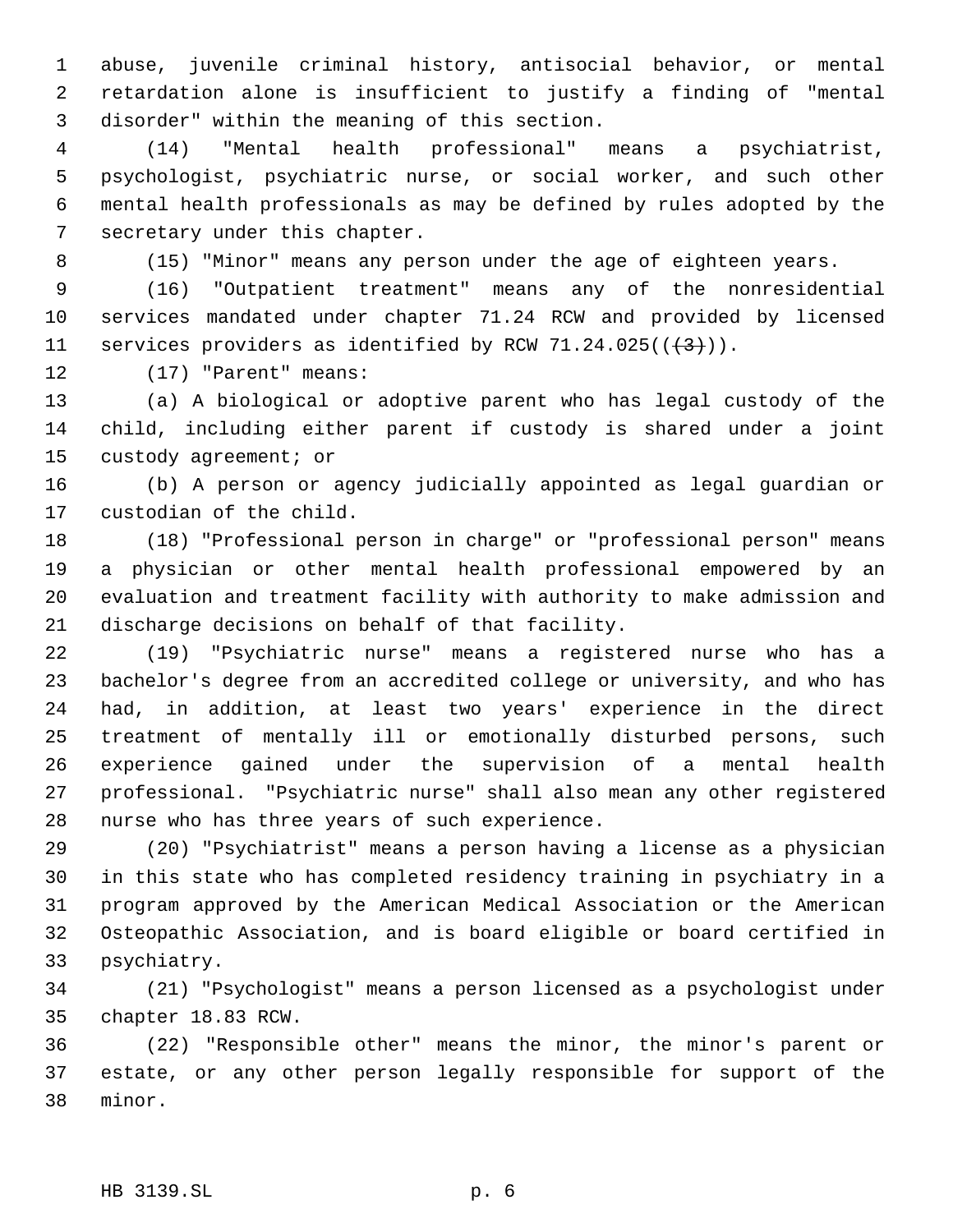abuse, juvenile criminal history, antisocial behavior, or mental retardation alone is insufficient to justify a finding of "mental disorder" within the meaning of this section.

(14) "Mental health professional" means a psychiatrist, psychologist, psychiatric nurse, or social worker, and such other mental health professionals as may be defined by rules adopted by the secretary under this chapter.

(15) "Minor" means any person under the age of eighteen years.

(16) "Outpatient treatment" means any of the nonresidential services mandated under chapter 71.24 RCW and provided by licensed services providers as identified by RCW 71.24.025((~~(3)~~)).

(17) "Parent" means:

(a) A biological or adoptive parent who has legal custody of the child, including either parent if custody is shared under a joint custody agreement; or

(b) A person or agency judicially appointed as legal guardian or custodian of the child.

(18) "Professional person in charge" or "professional person" means a physician or other mental health professional empowered by an evaluation and treatment facility with authority to make admission and discharge decisions on behalf of that facility.

(19) "Psychiatric nurse" means a registered nurse who has a bachelor's degree from an accredited college or university, and who has had, in addition, at least two years' experience in the direct treatment of mentally ill or emotionally disturbed persons, such experience gained under the supervision of a mental health professional. "Psychiatric nurse" shall also mean any other registered nurse who has three years of such experience.

(20) "Psychiatrist" means a person having a license as a physician in this state who has completed residency training in psychiatry in a program approved by the American Medical Association or the American Osteopathic Association, and is board eligible or board certified in psychiatry.

(21) "Psychologist" means a person licensed as a psychologist under chapter 18.83 RCW.

(22) "Responsible other" means the minor, the minor's parent or estate, or any other person legally responsible for support of the minor.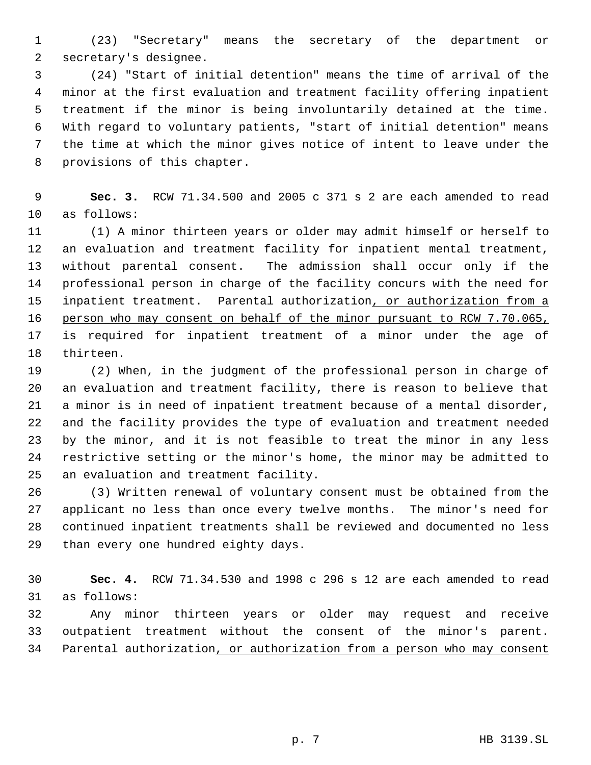(23) "Secretary" means the secretary of the department or secretary's designee.

(24) "Start of initial detention" means the time of arrival of the minor at the first evaluation and treatment facility offering inpatient treatment if the minor is being involuntarily detained at the time. With regard to voluntary patients, "start of initial detention" means the time at which the minor gives notice of intent to leave under the provisions of this chapter.

**Sec. 3.** RCW 71.34.500 and 2005 c 371 s 2 are each amended to read as follows:

(1) A minor thirteen years or older may admit himself or herself to an evaluation and treatment facility for inpatient mental treatment, without parental consent. The admission shall occur only if the professional person in charge of the facility concurs with the need for inpatient treatment. Parental authorization<u>, or authorization from a person who may consent on behalf of the minor pursuant to RCW 7.70.065,</u> is required for inpatient treatment of a minor under the age of thirteen.

(2) When, in the judgment of the professional person in charge of an evaluation and treatment facility, there is reason to believe that a minor is in need of inpatient treatment because of a mental disorder, and the facility provides the type of evaluation and treatment needed by the minor, and it is not feasible to treat the minor in any less restrictive setting or the minor's home, the minor may be admitted to an evaluation and treatment facility.

(3) Written renewal of voluntary consent must be obtained from the applicant no less than once every twelve months. The minor's need for continued inpatient treatments shall be reviewed and documented no less than every one hundred eighty days.

**Sec. 4.** RCW 71.34.530 and 1998 c 296 s 12 are each amended to read as follows:

Any minor thirteen years or older may request and receive outpatient treatment without the consent of the minor's parent. Parental authorization<u>, or authorization from a person who may consent</u>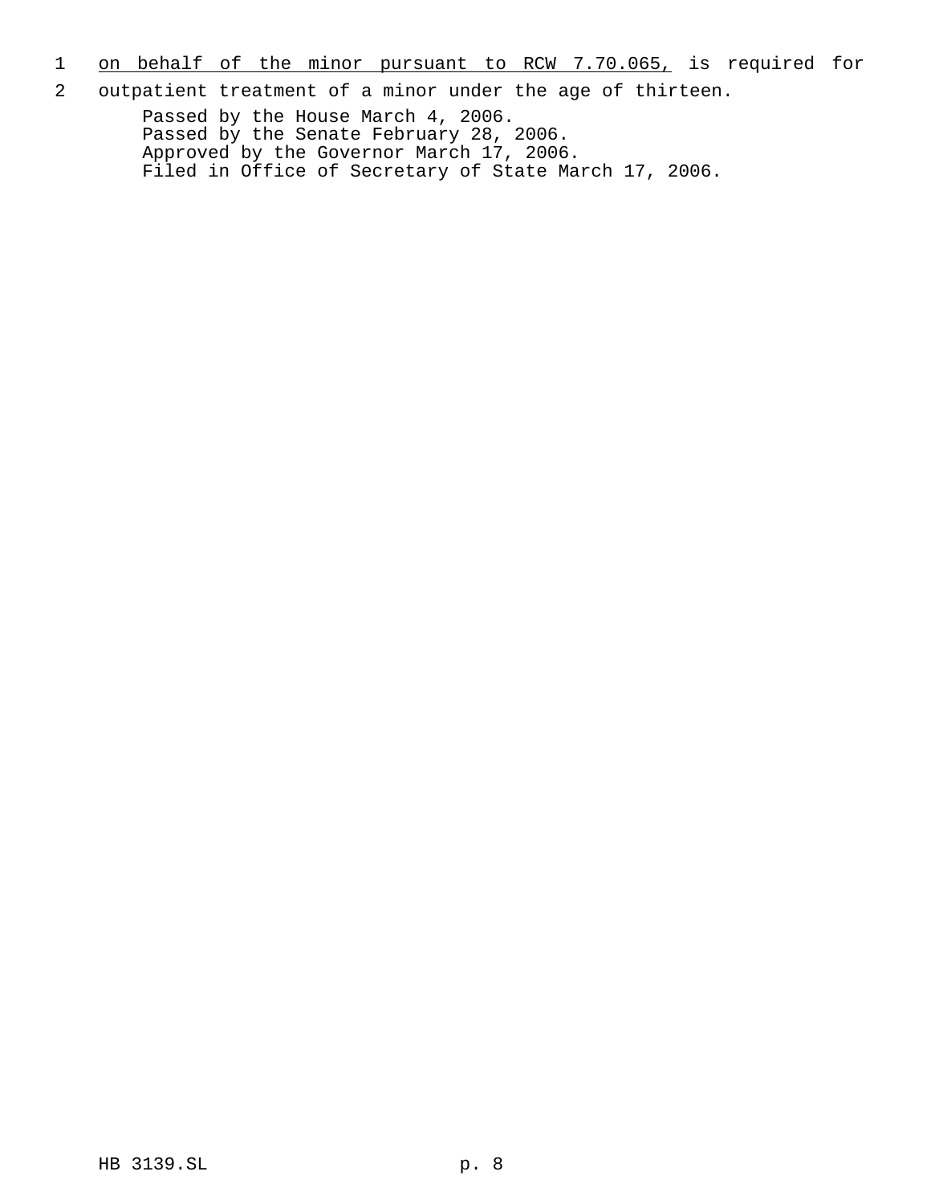on behalf of the minor pursuant to RCW 7.70.065, is required for outpatient treatment of a minor under the age of thirteen.

Passed by the House March 4, 2006.
Passed by the Senate February 28, 2006.
Approved by the Governor March 17, 2006.
Filed in Office of Secretary of State March 17, 2006.